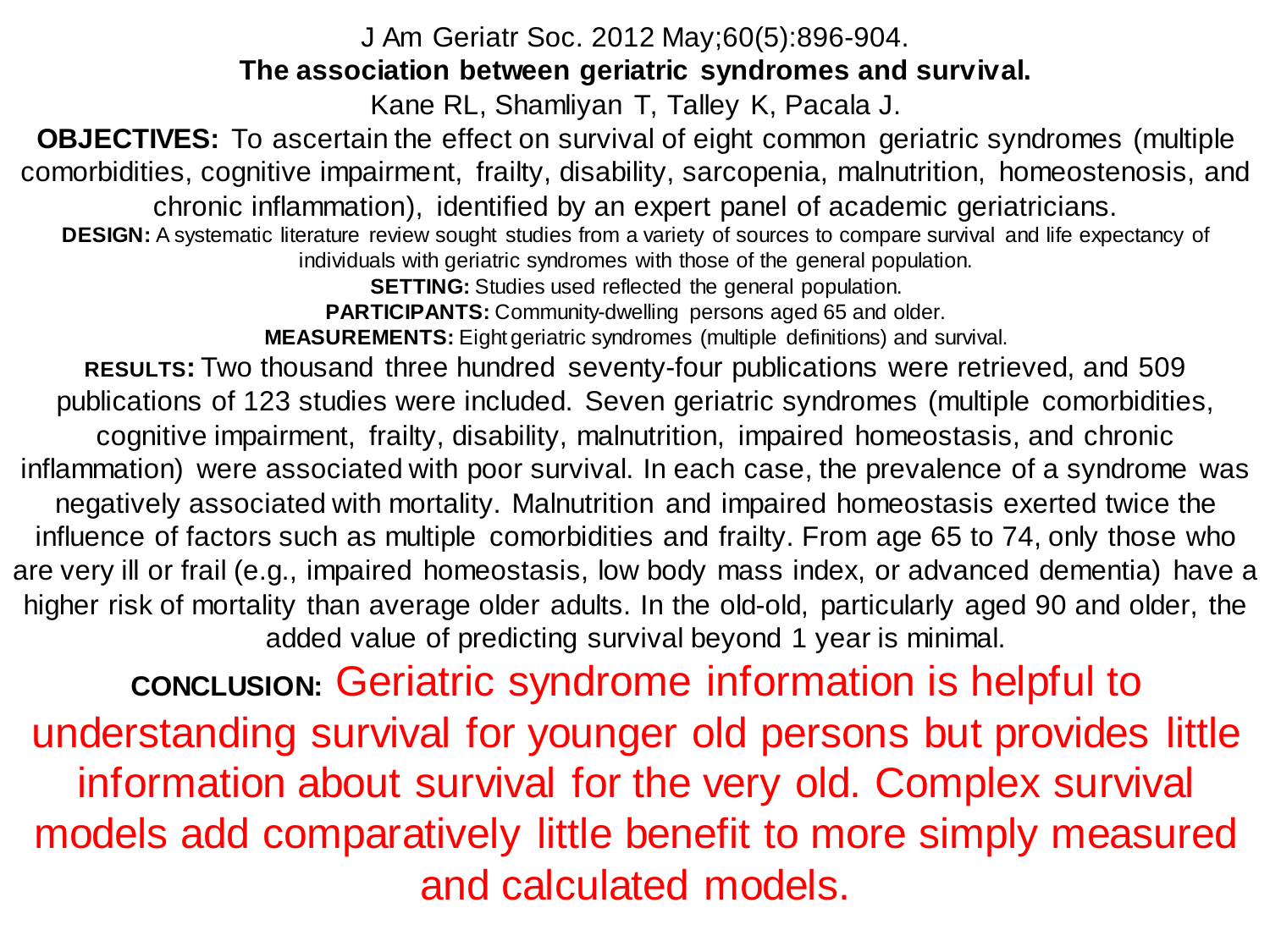J Am Geriatr Soc. 2012 May;60(5):896-904.

# The association between geriatric syndromes and survival.

Kane RL, Shamliyan T, Talley K, Pacala J.

**OBJECTIVES:** To ascertain the effect on survival of eight common geriatric syndromes (multiple comorbidities, cognitive impairment, frailty, disability, sarcopenia, malnutrition, homeostenosis, and chronic inflammation), identified by an expert panel of academic geriatricians.

**DESIGN:** A systematic literature review sought studies from a variety of sources to compare survival and life expectancy of individuals with geriatric syndromes with those of the general population.

**SETTING:** Studies used reflected the general population.

**PARTICIPANTS:** Community-dwelling persons aged 65 and older.

**MEASUREMENTS:** Eight geriatric syndromes (multiple definitions) and survival.

**RESULTS:** Two thousand three hundred seventy-four publications were retrieved, and 509 publications of 123 studies were included. Seven geriatric syndromes (multiple comorbidities, cognitive impairment, frailty, disability, malnutrition, impaired homeostasis, and chronic inflammation) were associated with poor survival. In each case, the prevalence of a syndrome was negatively associated with mortality. Malnutrition and impaired homeostasis exerted twice the influence of factors such as multiple comorbidities and frailty. From age 65 to 74, only those who are very ill or frail (e.g., impaired homeostasis, low body mass index, or advanced dementia) have a higher risk of mortality than average older adults. In the old-old, particularly aged 90 and older, the added value of predicting survival beyond 1 year is minimal.

**CONCLUSION:** Geriatric syndrome information is helpful to understanding survival for younger old persons but provides little information about survival for the very old. Complex survival models add comparatively little benefit to more simply measured and calculated models.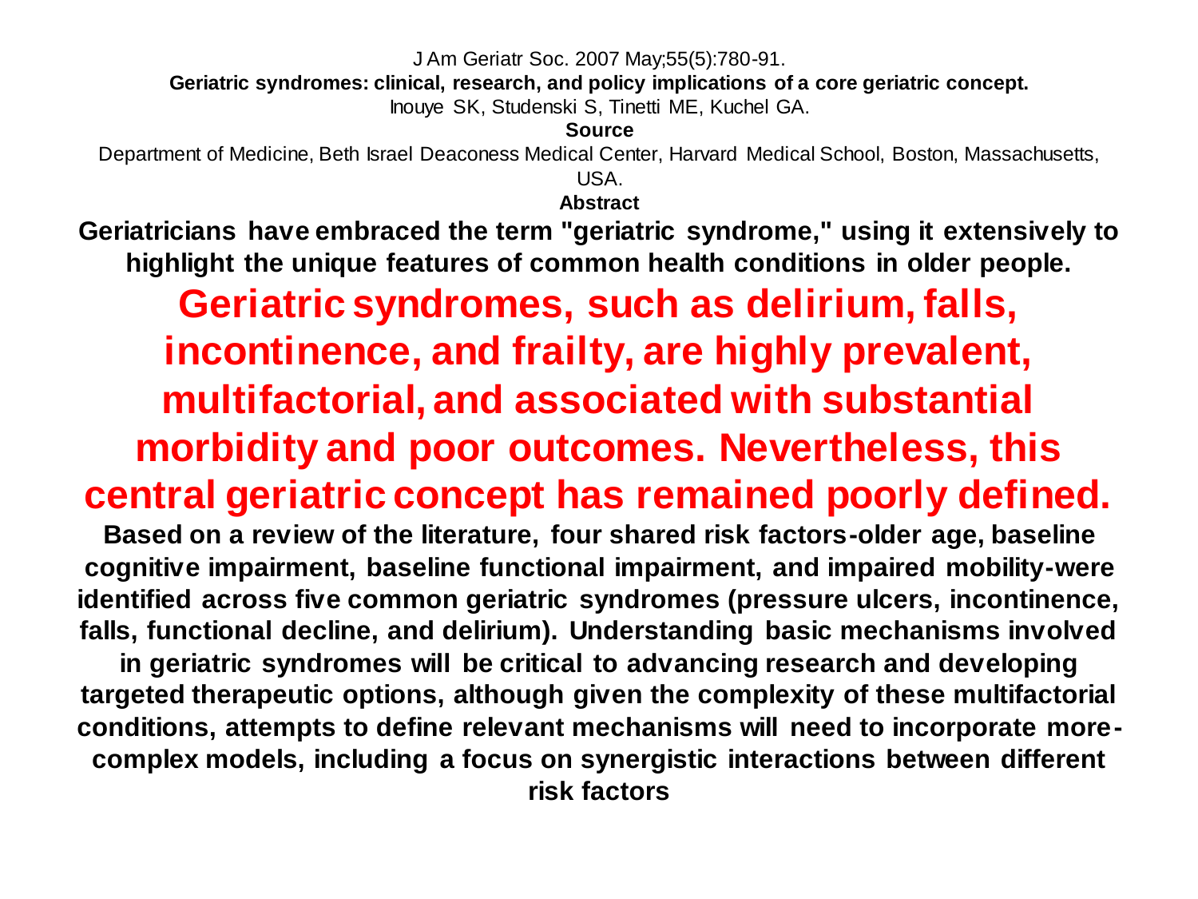J Am Geriatr Soc. 2007 May;55(5):780-91.

**Geriatric syndromes: clinical, research, and policy implications of a core geriatric concept.**

Inouye SK, Studenski S, Tinetti ME, Kuchel GA.

**Source**

Department of Medicine, Beth Israel Deaconess Medical Center, Harvard Medical School, Boston, Massachusetts, USA.

**Abstract**

**Geriatricians have embraced the term "geriatric syndrome," using it extensively to highlight the unique features of common health conditions in older people.**

**Geriatric syndromes, such as delirium, falls, incontinence, and frailty, are highly prevalent, multifactorial, and associated with substantial morbidity and poor outcomes. Nevertheless, this central geriatric concept has remained poorly defined.**

**Based on a review of the literature, four shared risk factors-older age, baseline cognitive impairment, baseline functional impairment, and impaired mobility-were identified across five common geriatric syndromes (pressure ulcers, incontinence, falls, functional decline, and delirium). Understanding basic mechanisms involved in geriatric syndromes will be critical to advancing research and developing targeted therapeutic options, although given the complexity of these multifactorial conditions, attempts to define relevant mechanisms will need to incorporate more-complex models, including a focus on synergistic interactions between different risk factors**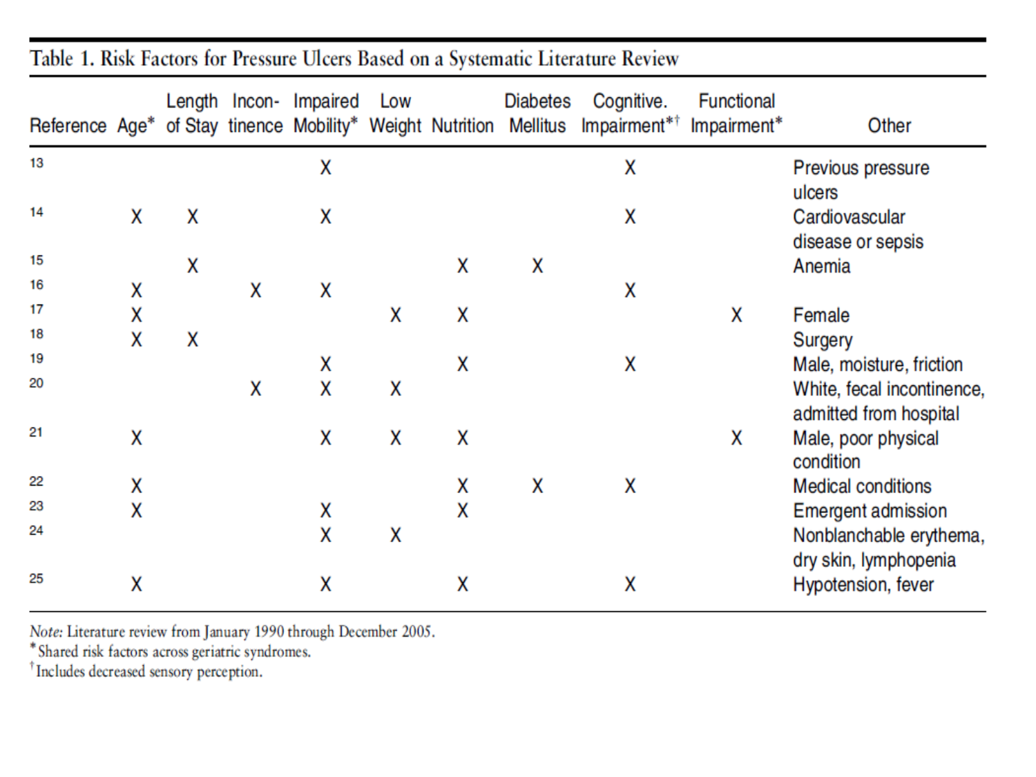Table 1. Risk Factors for Pressure Ulcers Based on a Systematic Literature Review

| Reference | Age* | Length of Stay | Incon- tinence | Impaired Mobility* | Low Weight | Nutrition | Diabetes Mellitus | Cognitive. Impairment*† | Functional Impairment* | Other |
|---|---|---|---|---|---|---|---|---|---|---|
| 13 | | | | X | | | | X | | Previous pressure ulcers |
| 14 | X | X | | X | | | | X | | Cardiovascular disease or sepsis |
| 15 | | X | | | | X | X | | | Anemia |
| 16 | X | | X | X | | | | X | | |
| 17 | X | | | | X | X | | | X | Female |
| 18 | X | X | | | | | | | | Surgery |
| 19 | | | | X | | X | | X | | Male, moisture, friction |
| 20 | | | X | X | X | | | | | White, fecal incontinence, admitted from hospital |
| 21 | X | | | X | X | X | | | X | Male, poor physical condition |
| 22 | X | | | | | X | X | X | | Medical conditions |
| 23 | X | | | X | | X | | | | Emergent admission |
| 24 | | | | X | X | | | | | Nonblanchable erythema, dry skin, lymphopenia |
| 25 | X | | | X | | X | | X | | Hypotension, fever |

*Note:* Literature review from January 1990 through December 2005.

*Shared risk factors across geriatric syndromes.

†Includes decreased sensory perception.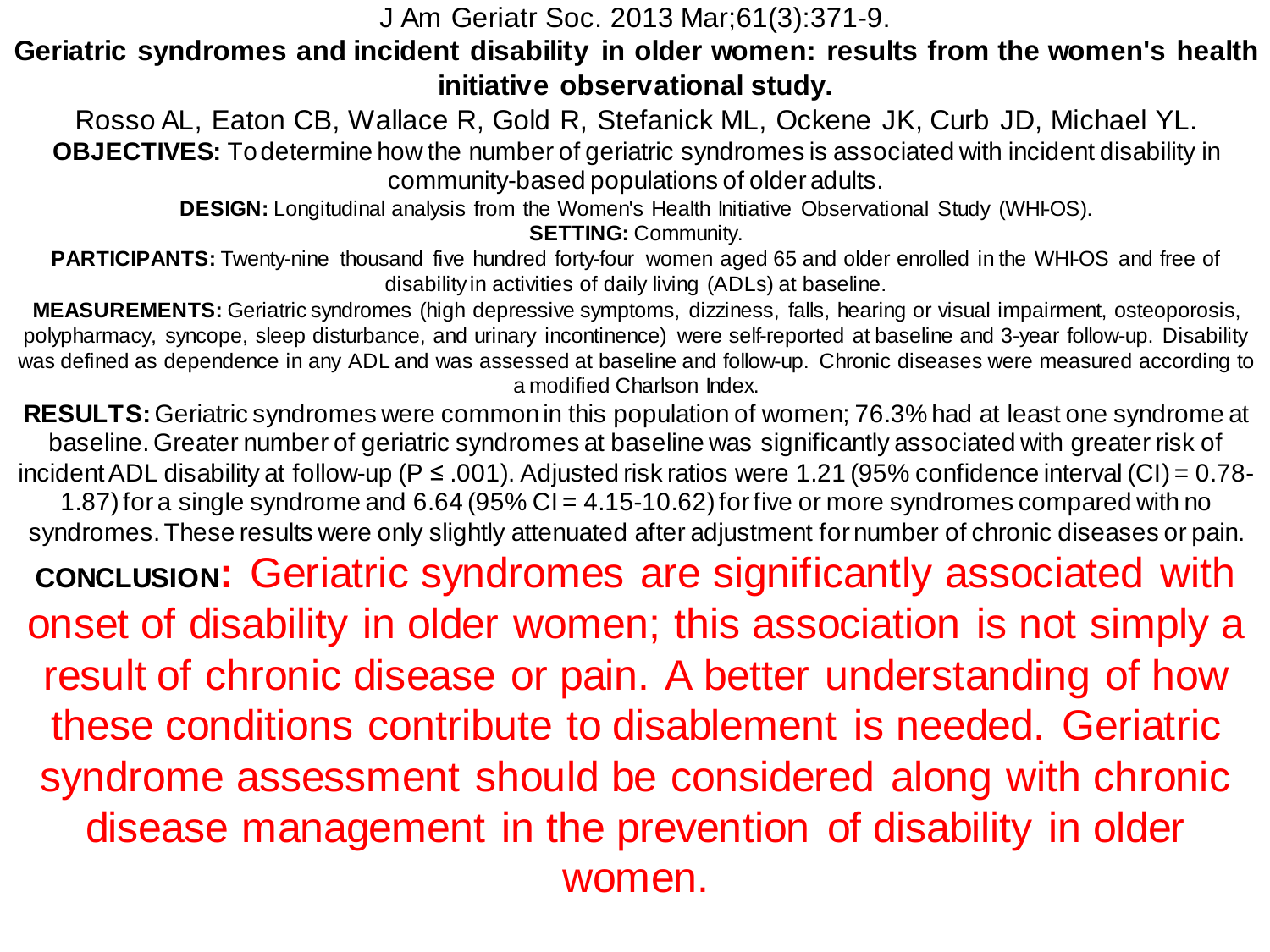J Am Geriatr Soc. 2013 Mar;61(3):371-9.

# Geriatric syndromes and incident disability in older women: results from the women's health initiative observational study.

Rosso AL, Eaton CB, Wallace R, Gold R, Stefanick ML, Ockene JK, Curb JD, Michael YL.

**OBJECTIVES:** To determine how the number of geriatric syndromes is associated with incident disability in community-based populations of older adults.

**DESIGN:** Longitudinal analysis from the Women's Health Initiative Observational Study (WHI-OS).

**SETTING:** Community.

**PARTICIPANTS:** Twenty-nine thousand five hundred forty-four women aged 65 and older enrolled in the WHI-OS and free of disability in activities of daily living (ADLs) at baseline.

**MEASUREMENTS:** Geriatric syndromes (high depressive symptoms, dizziness, falls, hearing or visual impairment, osteoporosis, polypharmacy, syncope, sleep disturbance, and urinary incontinence) were self-reported at baseline and 3-year follow-up. Disability was defined as dependence in any ADL and was assessed at baseline and follow-up. Chronic diseases were measured according to a modified Charlson Index.

**RESULTS:** Geriatric syndromes were common in this population of women; 76.3% had at least one syndrome at baseline. Greater number of geriatric syndromes at baseline was significantly associated with greater risk of incident ADL disability at follow-up ($P \leq .001$). Adjusted risk ratios were 1.21 (95% confidence interval (CI) = 0.78-1.87) for a single syndrome and 6.64 (95% CI = 4.15-10.62) for five or more syndromes compared with no syndromes. These results were only slightly attenuated after adjustment for number of chronic diseases or pain.

**CONCLUSION:** Geriatric syndromes are significantly associated with onset of disability in older women; this association is not simply a result of chronic disease or pain. A better understanding of how these conditions contribute to disablement is needed. Geriatric syndrome assessment should be considered along with chronic disease management in the prevention of disability in older women.